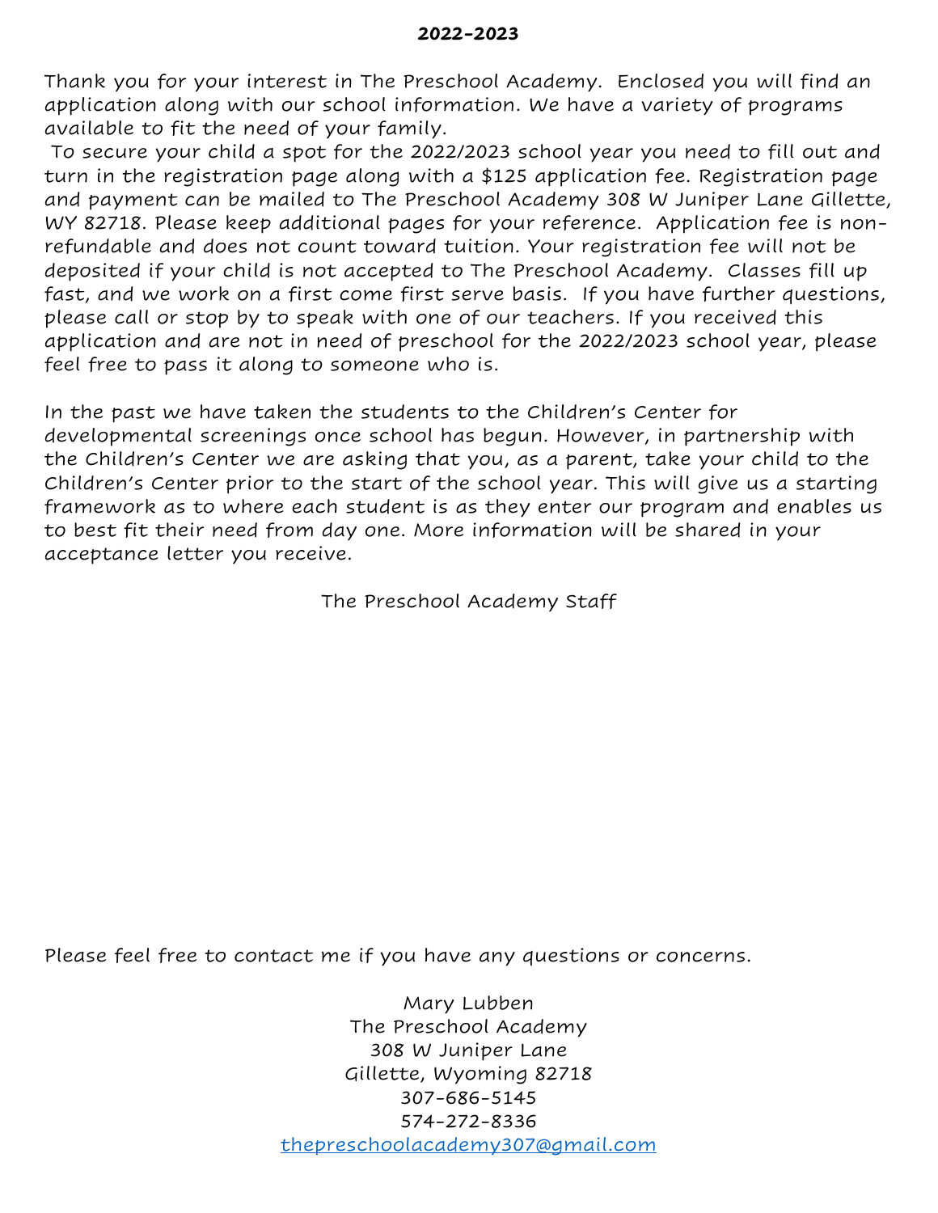**2022-2023**

Thank you for your interest in The Preschool Academy. Enclosed you will find an application along with our school information. We have a variety of programs available to fit the need of your family.

To secure your child a spot for the 2022/2023 school year you need to fill out and turn in the registration page along with a $125 application fee. Registration page and payment can be mailed to The Preschool Academy 308 W Juniper Lane Gillette, WY 82718. Please keep additional pages for your reference. Application fee is non-refundable and does not count toward tuition. Your registration fee will not be deposited if your child is not accepted to The Preschool Academy. Classes fill up fast, and we work on a first come first serve basis. If you have further questions, please call or stop by to speak with one of our teachers. If you received this application and are not in need of preschool for the 2022/2023 school year, please feel free to pass it along to someone who is.

In the past we have taken the students to the Children's Center for developmental screenings once school has begun. However, in partnership with the Children's Center we are asking that you, as a parent, take your child to the Children's Center prior to the start of the school year. This will give us a starting framework as to where each student is as they enter our program and enables us to best fit their need from day one. More information will be shared in your acceptance letter you receive.

The Preschool Academy Staff

Please feel free to contact me if you have any questions or concerns.

Mary Lubben
The Preschool Academy
308 W Juniper Lane
Gillette, Wyoming 82718
307-686-5145
574-272-8336
thepreschoolacademy307@gmail.com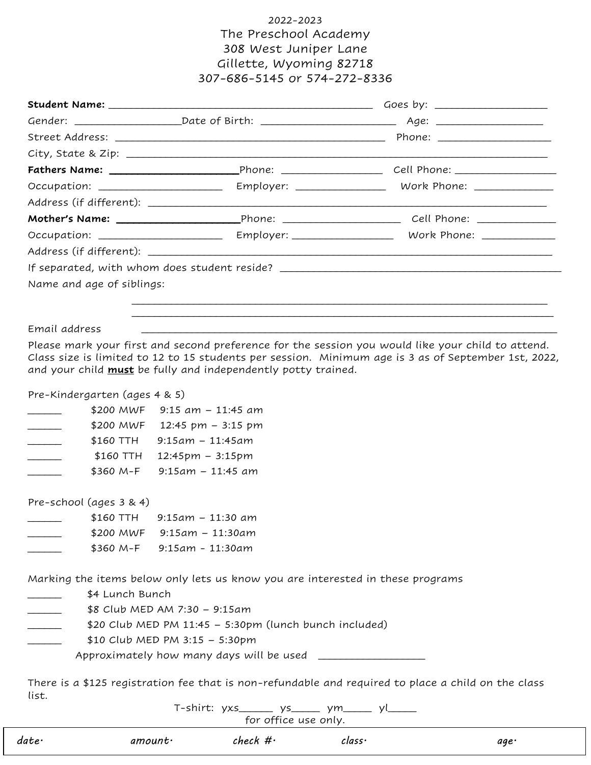2022-2023

The Preschool Academy
308 West Juniper Lane
Gillette, Wyoming 82718
307-686-5145 or 574-272-8336

**Student Name:** ______________________________________________ Goes by: ____________________

Gender: __________________Date of Birth: _______________________ Age: ___________________

Street Address: _______________________________________________ Phone: ____________________

City, State & Zip: __________________________________________________________________________

**Fathers Name: ______________________**Phone: __________________ Cell Phone: __________________

Occupation: ______________________ Employer: ________________ Work Phone: ______________

Address (if different): ______________________________________________________________________

**Mother's Name: ______________________**Phone: _____________________ Cell Phone: ______________

Occupation: ______________________ Employer: __________________ Work Phone: _____________

Address (if different): ________________________________________________________________________

If separated, with whom does student reside? __________________________________________________

Name and age of siblings:

__________________________________________________________________________

__________________________________________________________________________

Email address __________________________________________________________________________

Please mark your first and second preference for the session you would like your child to attend. Class size is limited to 12 to 15 students per session. Minimum age is 3 as of September 1st, 2022, and your child **<u>must</u>** be fully and independently potty trained.

Pre-Kindergarten (ages 4 & 5)

______ $200 MWF 9:15 am – 11:45 am

______ $200 MWF 12:45 pm – 3:15 pm

______ $160 TTH 9:15am – 11:45am

______ $160 TTH 12:45pm – 3:15pm

______ $360 M-F 9:15am – 11:45 am

Pre-school (ages 3 & 4)

______ $160 TTH 9:15am – 11:30 am

______ $200 MWF 9:15am – 11:30am

______ $360 M-F 9:15am - 11:30am

Marking the items below only lets us know you are interested in these programs

______ $4 Lunch Bunch

______ $8 Club MED AM 7:30 – 9:15am

______ $20 Club MED PM 11:45 – 5:30pm (lunch bunch included)

______ $10 Club MED PM 3:15 – 5:30pm

Approximately how many days will be used __________________

There is a $125 registration fee that is non-refundable and required to place a child on the class list.

T-shirt: yxs______ ys_____ ym_____ yl_____

for office use only.

| *date:* | *amount:* | *check #:* | *class:* | *age:* |
|---|---|---|---|---|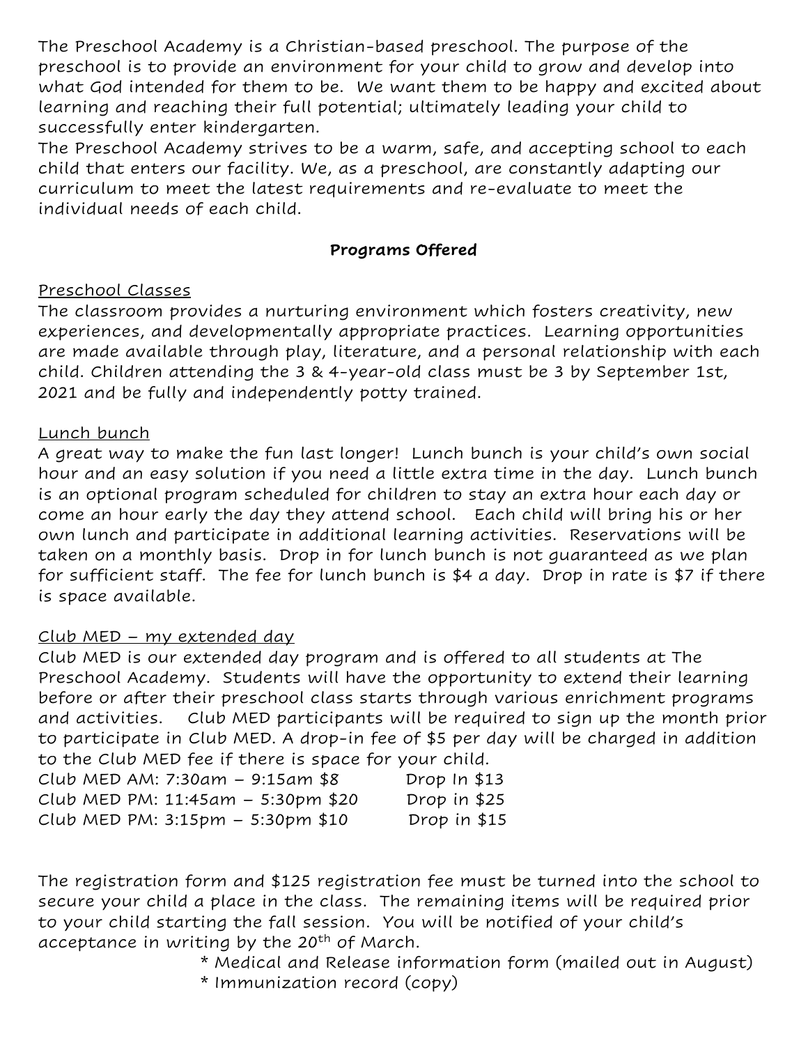The Preschool Academy is a Christian-based preschool. The purpose of the preschool is to provide an environment for your child to grow and develop into what God intended for them to be. We want them to be happy and excited about learning and reaching their full potential; ultimately leading your child to successfully enter kindergarten.

The Preschool Academy strives to be a warm, safe, and accepting school to each child that enters our facility. We, as a preschool, are constantly adapting our curriculum to meet the latest requirements and re-evaluate to meet the individual needs of each child.

## Programs Offered

<u>Preschool Classes</u>

The classroom provides a nurturing environment which fosters creativity, new experiences, and developmentally appropriate practices. Learning opportunities are made available through play, literature, and a personal relationship with each child. Children attending the 3 & 4-year-old class must be 3 by September 1st, 2021 and be fully and independently potty trained.

<u>Lunch bunch</u>

A great way to make the fun last longer! Lunch bunch is your child's own social hour and an easy solution if you need a little extra time in the day. Lunch bunch is an optional program scheduled for children to stay an extra hour each day or come an hour early the day they attend school. Each child will bring his or her own lunch and participate in additional learning activities. Reservations will be taken on a monthly basis. Drop in for lunch bunch is not guaranteed as we plan for sufficient staff. The fee for lunch bunch is $4 a day. Drop in rate is $7 if there is space available.

<u>Club MED – my extended day</u>

Club MED is our extended day program and is offered to all students at The Preschool Academy. Students will have the opportunity to extend their learning before or after their preschool class starts through various enrichment programs and activities. Club MED participants will be required to sign up the month prior to participate in Club MED. A drop-in fee of $5 per day will be charged in addition to the Club MED fee if there is space for your child.

Club MED AM: 7:30am – 9:15am $8 Drop In $13
Club MED PM: 11:45am – 5:30pm $20 Drop in $25
Club MED PM: 3:15pm – 5:30pm $10 Drop in $15

The registration form and $125 registration fee must be turned into the school to secure your child a place in the class. The remaining items will be required prior to your child starting the fall session. You will be notified of your child's acceptance in writing by the 20th of March.

* Medical and Release information form (mailed out in August)
* Immunization record (copy)